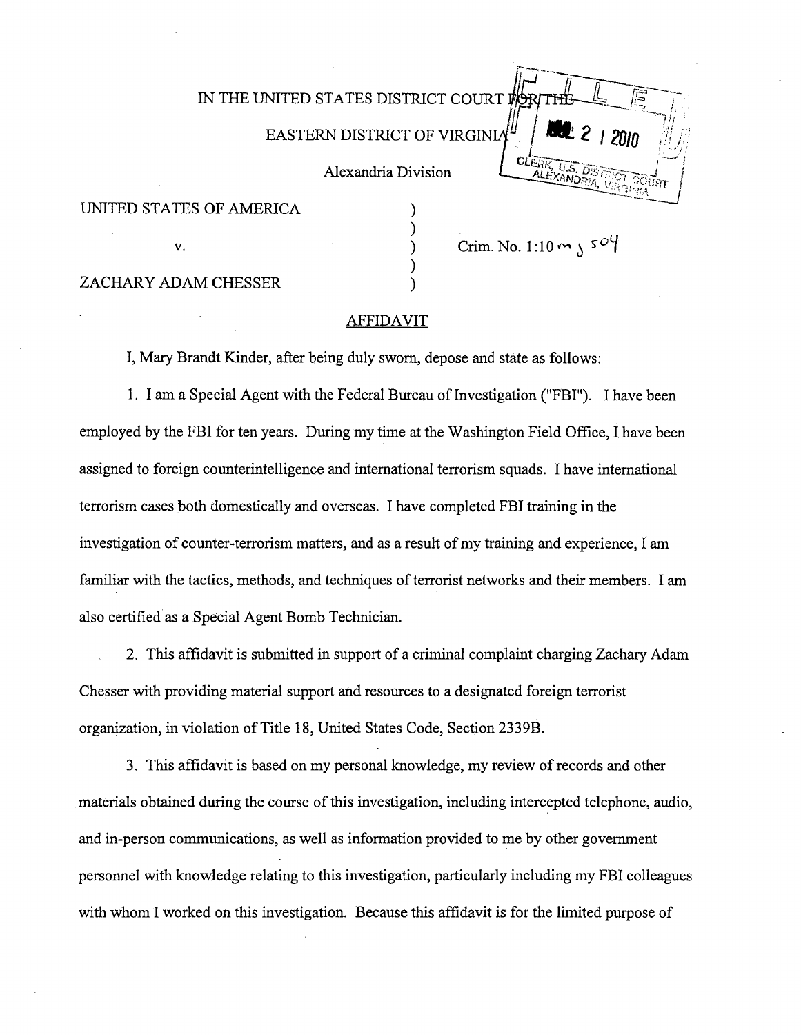IN THE UNITED STATES DISTRICT COURT FOR THE

EASTERN DISTRICT OF VIRGINIA

Alexandria Division

FILED
JUL 21 2010
CLERK, U.S. DISTRICT COURT
ALEXANDRIA, VIRGINIA

UNITED STATES OF AMERICA )
)
v. ) Crim. No. 1:10 mj 504
)
ZACHARY ADAM CHESSER )

## AFFIDAVIT

I, Mary Brandt Kinder, after being duly sworn, depose and state as follows:

1. I am a Special Agent with the Federal Bureau of Investigation ("FBI"). I have been employed by the FBI for ten years. During my time at the Washington Field Office, I have been assigned to foreign counterintelligence and international terrorism squads. I have international terrorism cases both domestically and overseas. I have completed FBI training in the investigation of counter-terrorism matters, and as a result of my training and experience, I am familiar with the tactics, methods, and techniques of terrorist networks and their members. I am also certified as a Special Agent Bomb Technician.

2. This affidavit is submitted in support of a criminal complaint charging Zachary Adam Chesser with providing material support and resources to a designated foreign terrorist organization, in violation of Title 18, United States Code, Section 2339B.

3. This affidavit is based on my personal knowledge, my review of records and other materials obtained during the course of this investigation, including intercepted telephone, audio, and in-person communications, as well as information provided to me by other government personnel with knowledge relating to this investigation, particularly including my FBI colleagues with whom I worked on this investigation. Because this affidavit is for the limited purpose of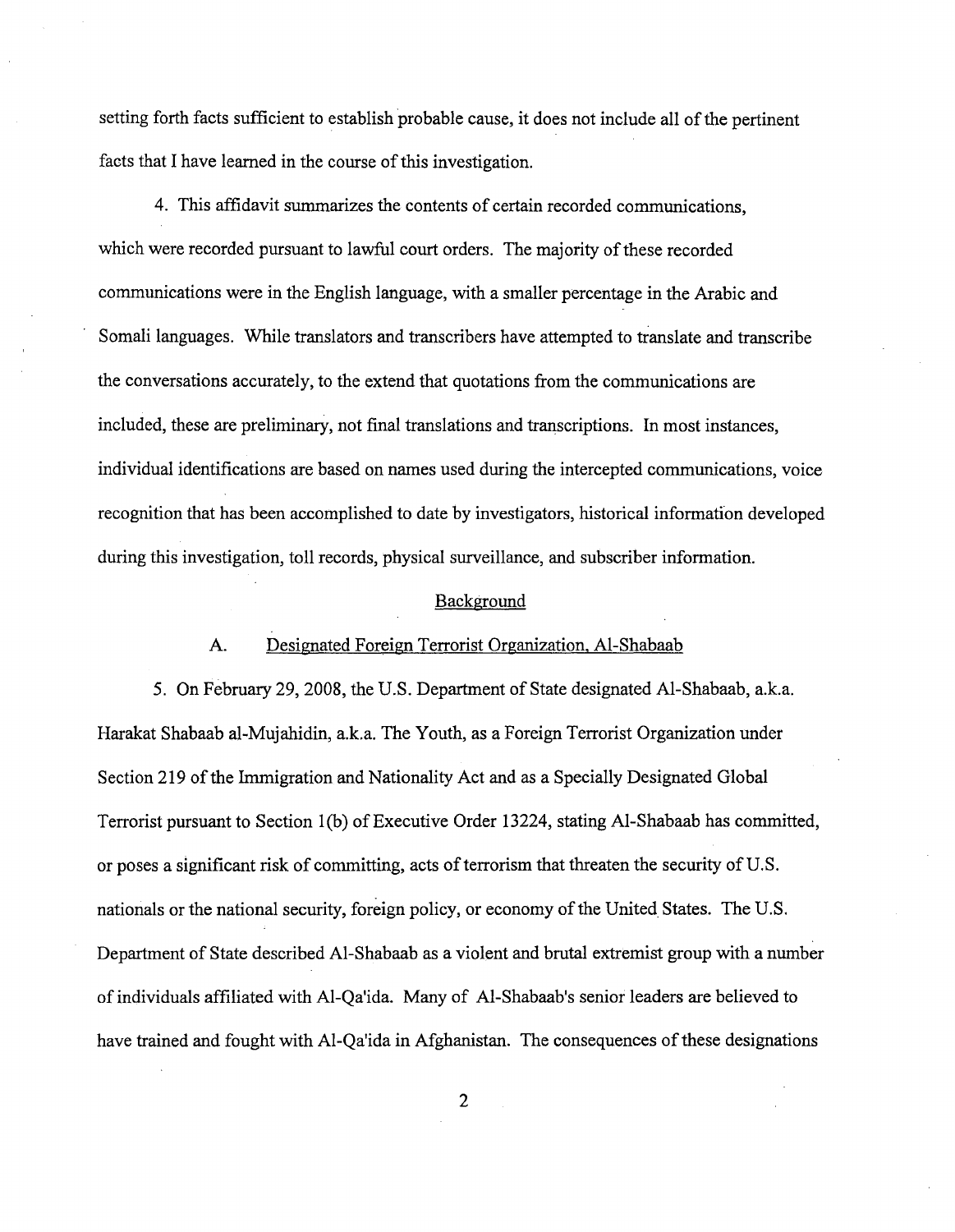setting forth facts sufficient to establish probable cause, it does not include all of the pertinent facts that I have learned in the course of this investigation.

4. This affidavit summarizes the contents of certain recorded communications, which were recorded pursuant to lawful court orders. The majority of these recorded communications were in the English language, with a smaller percentage in the Arabic and Somali languages. While translators and transcribers have attempted to translate and transcribe the conversations accurately, to the extend that quotations from the communications are included, these are preliminary, not final translations and transcriptions. In most instances, individual identifications are based on names used during the intercepted communications, voice recognition that has been accomplished to date by investigators, historical information developed during this investigation, toll records, physical surveillance, and subscriber information.

## Background

### A. Designated Foreign Terrorist Organization, Al-Shabaab

5. On February 29, 2008, the U.S. Department of State designated Al-Shabaab, a.k.a. Harakat Shabaab al-Mujahidin, a.k.a. The Youth, as a Foreign Terrorist Organization under Section 219 of the Immigration and Nationality Act and as a Specially Designated Global Terrorist pursuant to Section 1(b) of Executive Order 13224, stating Al-Shabaab has committed, or poses a significant risk of committing, acts of terrorism that threaten the security of U.S. nationals or the national security, foreign policy, or economy of the United States. The U.S. Department of State described Al-Shabaab as a violent and brutal extremist group with a number of individuals affiliated with Al-Qa'ida. Many of Al-Shabaab's senior leaders are believed to have trained and fought with Al-Qa'ida in Afghanistan. The consequences of these designations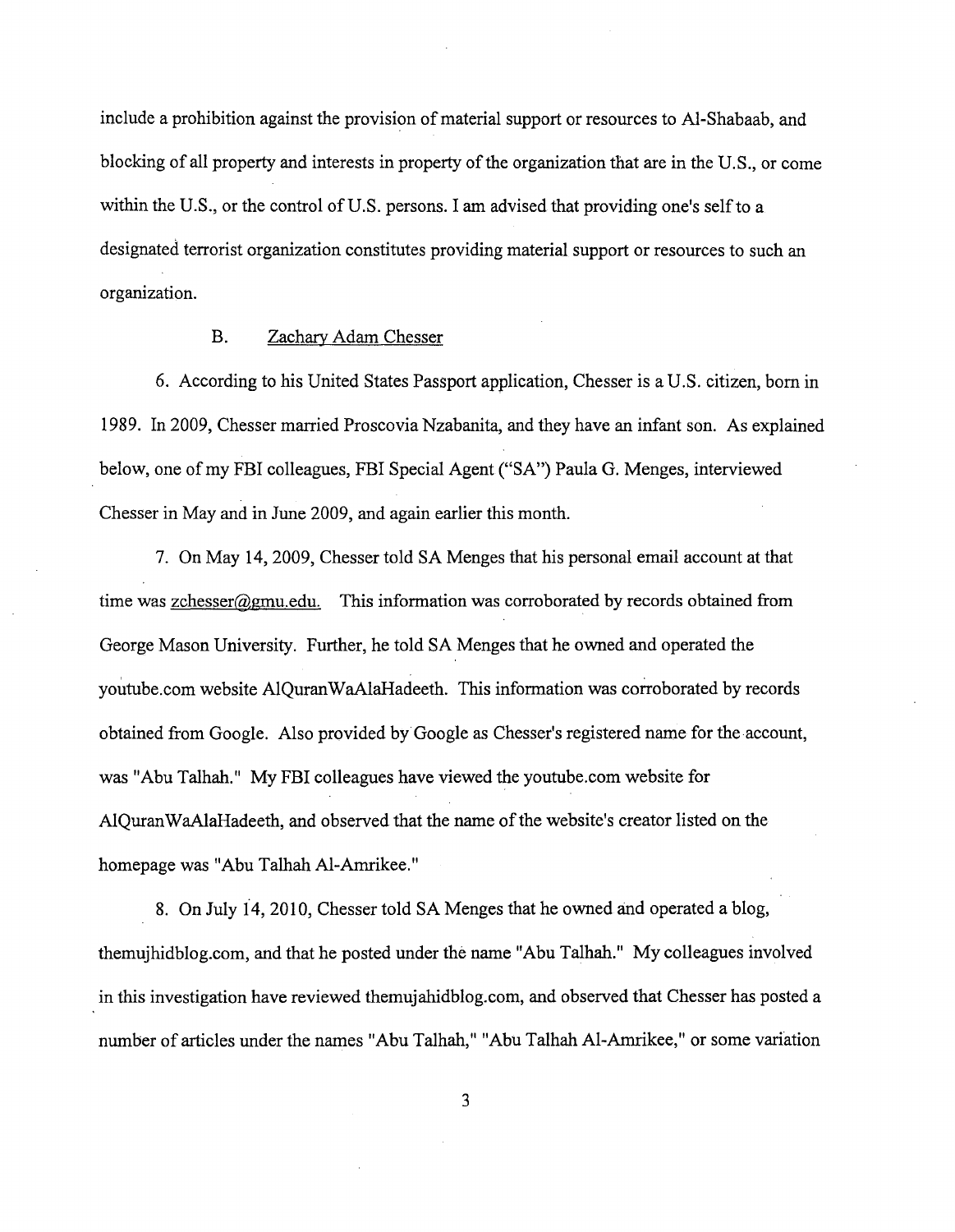include a prohibition against the provision of material support or resources to Al-Shabaab, and blocking of all property and interests in property of the organization that are in the U.S., or come within the U.S., or the control of U.S. persons. I am advised that providing one's self to a designated terrorist organization constitutes providing material support or resources to such an organization.

### B. Zachary Adam Chesser

6. According to his United States Passport application, Chesser is a U.S. citizen, born in 1989. In 2009, Chesser married Proscovia Nzabanita, and they have an infant son. As explained below, one of my FBI colleagues, FBI Special Agent ("SA") Paula G. Menges, interviewed Chesser in May and in June 2009, and again earlier this month.

7. On May 14, 2009, Chesser told SA Menges that his personal email account at that time was zchesser@gmu.edu. This information was corroborated by records obtained from George Mason University. Further, he told SA Menges that he owned and operated the youtube.com website AlQuranWaAlaHadeeth. This information was corroborated by records obtained from Google. Also provided by Google as Chesser's registered name for the account, was "Abu Talhah." My FBI colleagues have viewed the youtube.com website for AlQuranWaAlaHadeeth, and observed that the name of the website's creator listed on the homepage was "Abu Talhah Al-Amrikee."

8. On July 14, 2010, Chesser told SA Menges that he owned and operated a blog, themujhidblog.com, and that he posted under the name "Abu Talhah." My colleagues involved in this investigation have reviewed themujahidblog.com, and observed that Chesser has posted a number of articles under the names "Abu Talhah," "Abu Talhah Al-Amrikee," or some variation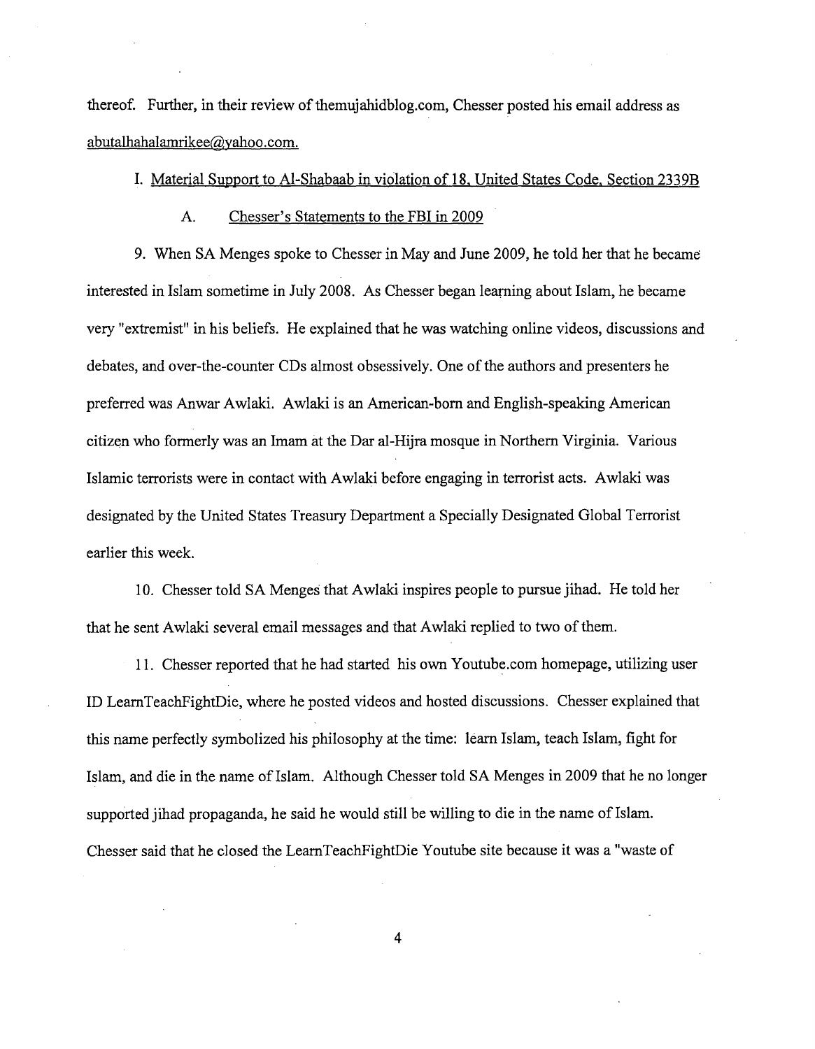thereof. Further, in their review of themujahidblog.com, Chesser posted his email address as abutalhahalamrikee@yahoo.com.

I. Material Support to Al-Shabaab in violation of 18, United States Code, Section 2339B

A. Chesser's Statements to the FBI in 2009

9. When SA Menges spoke to Chesser in May and June 2009, he told her that he became interested in Islam sometime in July 2008. As Chesser began learning about Islam, he became very "extremist" in his beliefs. He explained that he was watching online videos, discussions and debates, and over-the-counter CDs almost obsessively. One of the authors and presenters he preferred was Anwar Awlaki. Awlaki is an American-born and English-speaking American citizen who formerly was an Imam at the Dar al-Hijra mosque in Northern Virginia. Various Islamic terrorists were in contact with Awlaki before engaging in terrorist acts. Awlaki was designated by the United States Treasury Department a Specially Designated Global Terrorist earlier this week.

10. Chesser told SA Menges that Awlaki inspires people to pursue jihad. He told her that he sent Awlaki several email messages and that Awlaki replied to two of them.

11. Chesser reported that he had started his own Youtube.com homepage, utilizing user ID LearnTeachFightDie, where he posted videos and hosted discussions. Chesser explained that this name perfectly symbolized his philosophy at the time: learn Islam, teach Islam, fight for Islam, and die in the name of Islam. Although Chesser told SA Menges in 2009 that he no longer supported jihad propaganda, he said he would still be willing to die in the name of Islam. Chesser said that he closed the LearnTeachFightDie Youtube site because it was a "waste of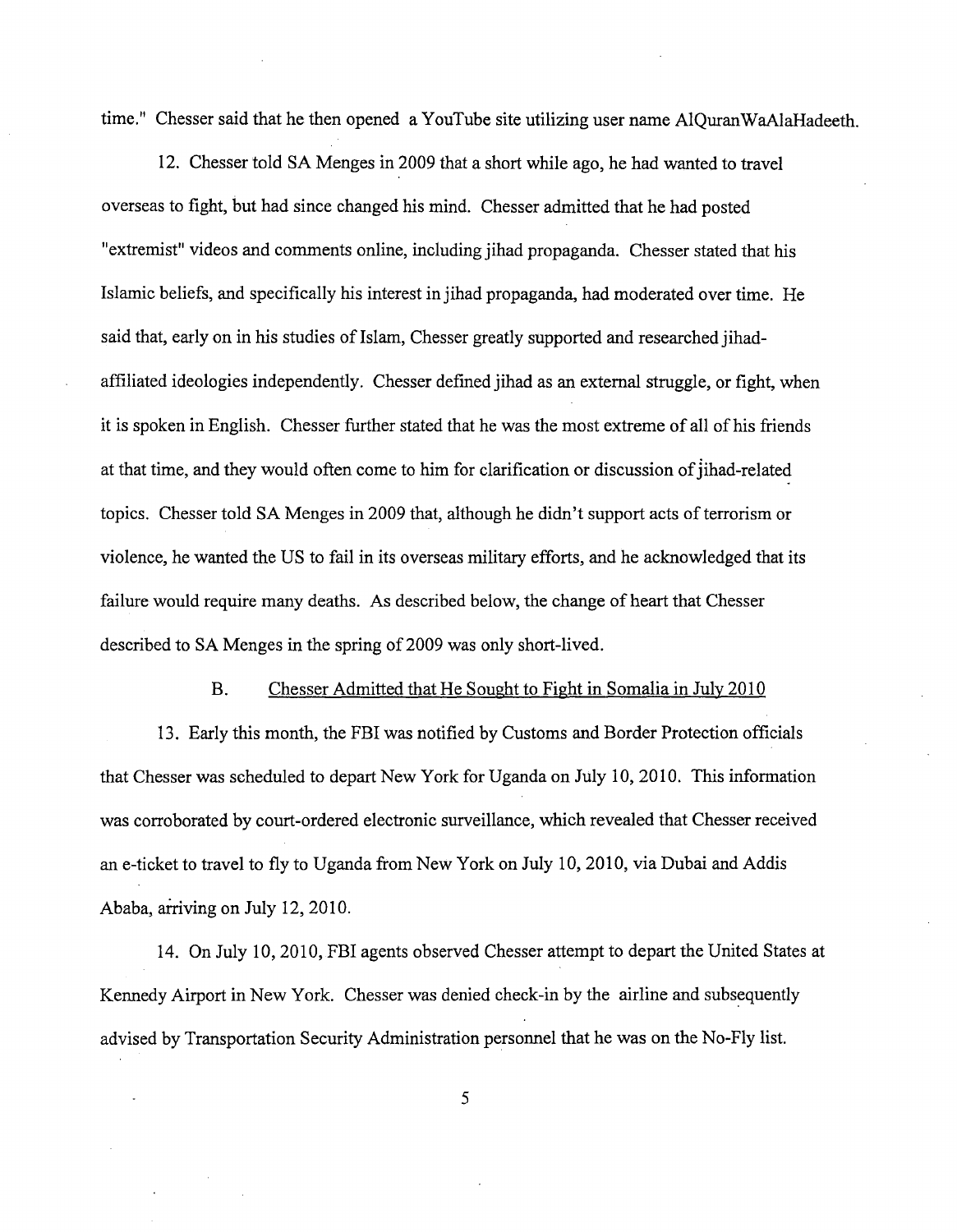time." Chesser said that he then opened a YouTube site utilizing user name AlQuranWaAlaHadeeth.

12. Chesser told SA Menges in 2009 that a short while ago, he had wanted to travel overseas to fight, but had since changed his mind. Chesser admitted that he had posted "extremist" videos and comments online, including jihad propaganda. Chesser stated that his Islamic beliefs, and specifically his interest in jihad propaganda, had moderated over time. He said that, early on in his studies of Islam, Chesser greatly supported and researched jihad-affiliated ideologies independently. Chesser defined jihad as an external struggle, or fight, when it is spoken in English. Chesser further stated that he was the most extreme of all of his friends at that time, and they would often come to him for clarification or discussion of jihad-related topics. Chesser told SA Menges in 2009 that, although he didn't support acts of terrorism or violence, he wanted the US to fail in its overseas military efforts, and he acknowledged that its failure would require many deaths. As described below, the change of heart that Chesser described to SA Menges in the spring of 2009 was only short-lived.

B. Chesser Admitted that He Sought to Fight in Somalia in July 2010

13. Early this month, the FBI was notified by Customs and Border Protection officials that Chesser was scheduled to depart New York for Uganda on July 10, 2010. This information was corroborated by court-ordered electronic surveillance, which revealed that Chesser received an e-ticket to travel to fly to Uganda from New York on July 10, 2010, via Dubai and Addis Ababa, arriving on July 12, 2010.

14. On July 10, 2010, FBI agents observed Chesser attempt to depart the United States at Kennedy Airport in New York. Chesser was denied check-in by the airline and subsequently advised by Transportation Security Administration personnel that he was on the No-Fly list.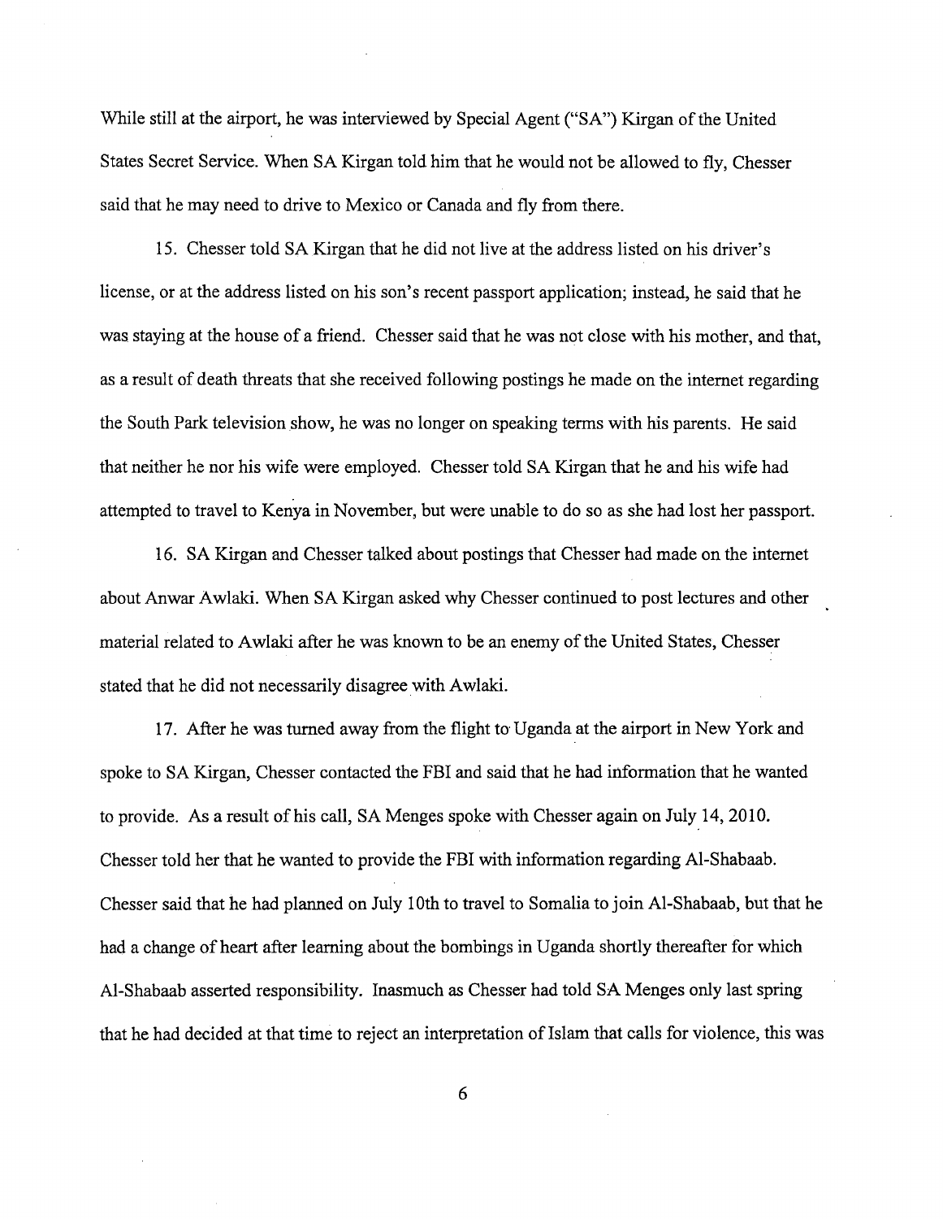While still at the airport, he was interviewed by Special Agent ("SA") Kirgan of the United States Secret Service. When SA Kirgan told him that he would not be allowed to fly, Chesser said that he may need to drive to Mexico or Canada and fly from there.

15. Chesser told SA Kirgan that he did not live at the address listed on his driver's license, or at the address listed on his son's recent passport application; instead, he said that he was staying at the house of a friend. Chesser said that he was not close with his mother, and that, as a result of death threats that she received following postings he made on the internet regarding the South Park television show, he was no longer on speaking terms with his parents. He said that neither he nor his wife were employed. Chesser told SA Kirgan that he and his wife had attempted to travel to Kenya in November, but were unable to do so as she had lost her passport.

16. SA Kirgan and Chesser talked about postings that Chesser had made on the internet about Anwar Awlaki. When SA Kirgan asked why Chesser continued to post lectures and other material related to Awlaki after he was known to be an enemy of the United States, Chesser stated that he did not necessarily disagree with Awlaki.

17. After he was turned away from the flight to Uganda at the airport in New York and spoke to SA Kirgan, Chesser contacted the FBI and said that he had information that he wanted to provide. As a result of his call, SA Menges spoke with Chesser again on July 14, 2010. Chesser told her that he wanted to provide the FBI with information regarding Al-Shabaab. Chesser said that he had planned on July 10th to travel to Somalia to join Al-Shabaab, but that he had a change of heart after learning about the bombings in Uganda shortly thereafter for which Al-Shabaab asserted responsibility. Inasmuch as Chesser had told SA Menges only last spring that he had decided at that time to reject an interpretation of Islam that calls for violence, this was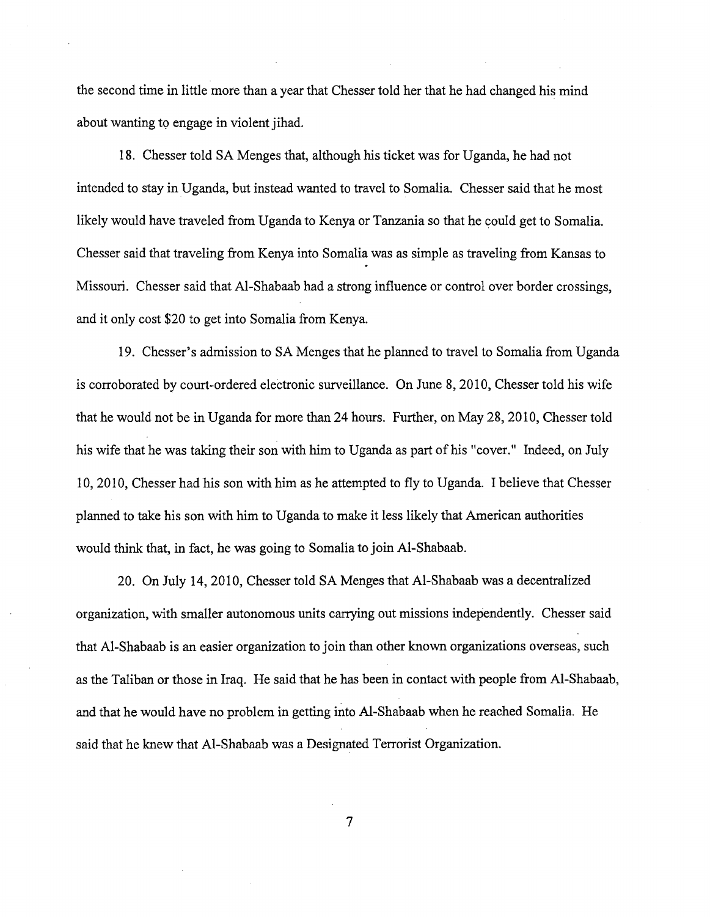the second time in little more than a year that Chesser told her that he had changed his mind about wanting to engage in violent jihad.

18. Chesser told SA Menges that, although his ticket was for Uganda, he had not intended to stay in Uganda, but instead wanted to travel to Somalia. Chesser said that he most likely would have traveled from Uganda to Kenya or Tanzania so that he could get to Somalia. Chesser said that traveling from Kenya into Somalia was as simple as traveling from Kansas to Missouri. Chesser said that Al-Shabaab had a strong influence or control over border crossings, and it only cost $20 to get into Somalia from Kenya.

19. Chesser's admission to SA Menges that he planned to travel to Somalia from Uganda is corroborated by court-ordered electronic surveillance. On June 8, 2010, Chesser told his wife that he would not be in Uganda for more than 24 hours. Further, on May 28, 2010, Chesser told his wife that he was taking their son with him to Uganda as part of his "cover." Indeed, on July 10, 2010, Chesser had his son with him as he attempted to fly to Uganda. I believe that Chesser planned to take his son with him to Uganda to make it less likely that American authorities would think that, in fact, he was going to Somalia to join Al-Shabaab.

20. On July 14, 2010, Chesser told SA Menges that Al-Shabaab was a decentralized organization, with smaller autonomous units carrying out missions independently. Chesser said that Al-Shabaab is an easier organization to join than other known organizations overseas, such as the Taliban or those in Iraq. He said that he has been in contact with people from Al-Shabaab, and that he would have no problem in getting into Al-Shabaab when he reached Somalia. He said that he knew that Al-Shabaab was a Designated Terrorist Organization.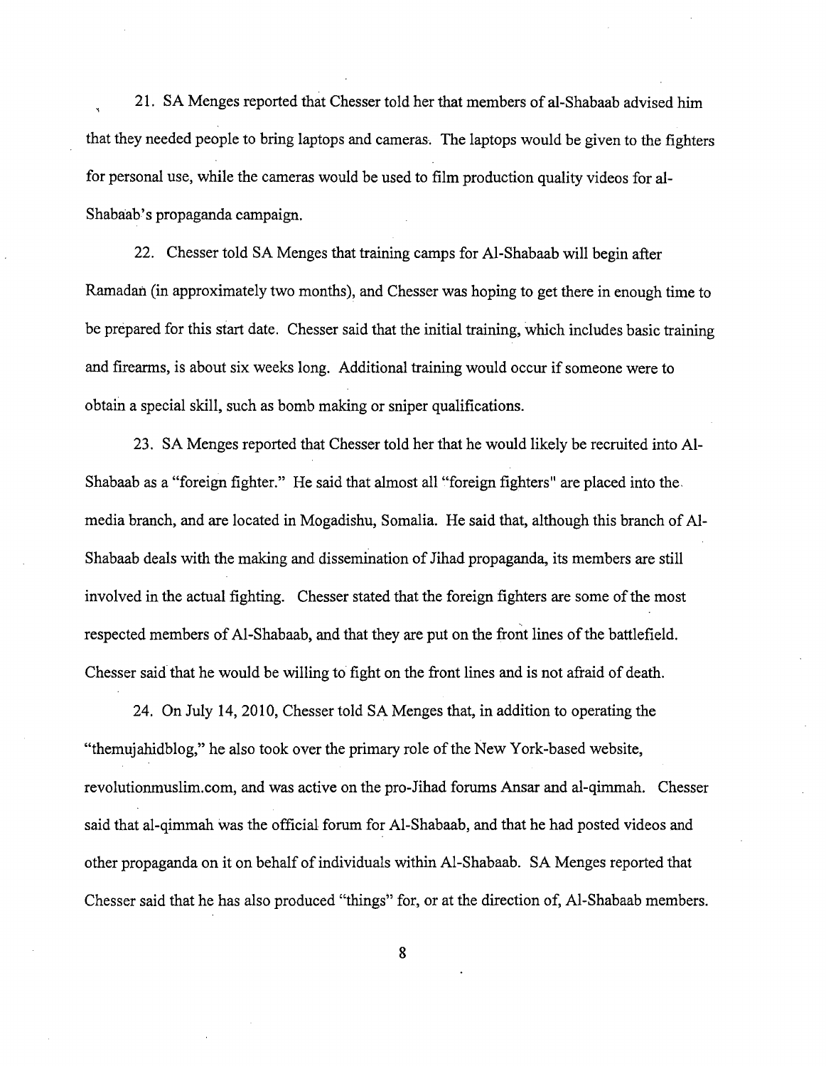21. SA Menges reported that Chesser told her that members of al-Shabaab advised him that they needed people to bring laptops and cameras. The laptops would be given to the fighters for personal use, while the cameras would be used to film production quality videos for al-Shabaab's propaganda campaign.

22. Chesser told SA Menges that training camps for Al-Shabaab will begin after Ramadan (in approximately two months), and Chesser was hoping to get there in enough time to be prepared for this start date. Chesser said that the initial training, which includes basic training and firearms, is about six weeks long. Additional training would occur if someone were to obtain a special skill, such as bomb making or sniper qualifications.

23. SA Menges reported that Chesser told her that he would likely be recruited into Al-Shabaab as a "foreign fighter." He said that almost all "foreign fighters" are placed into the media branch, and are located in Mogadishu, Somalia. He said that, although this branch of Al-Shabaab deals with the making and dissemination of Jihad propaganda, its members are still involved in the actual fighting. Chesser stated that the foreign fighters are some of the most respected members of Al-Shabaab, and that they are put on the front lines of the battlefield. Chesser said that he would be willing to fight on the front lines and is not afraid of death.

24. On July 14, 2010, Chesser told SA Menges that, in addition to operating the "themujahidblog," he also took over the primary role of the New York-based website, revolutionmuslim.com, and was active on the pro-Jihad forums Ansar and al-qimmah. Chesser said that al-qimmah was the official forum for Al-Shabaab, and that he had posted videos and other propaganda on it on behalf of individuals within Al-Shabaab. SA Menges reported that Chesser said that he has also produced "things" for, or at the direction of, Al-Shabaab members.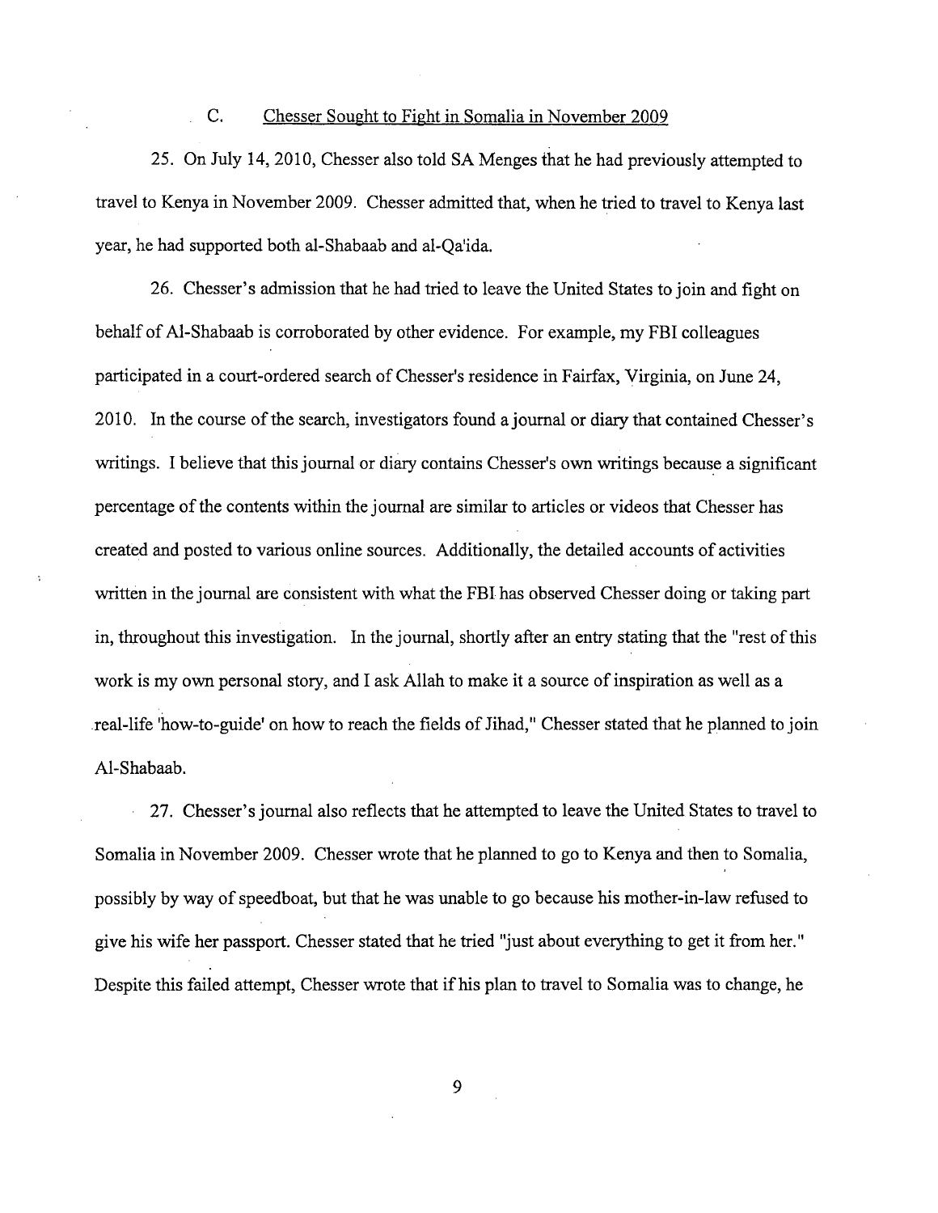### C. Chesser Sought to Fight in Somalia in November 2009

25. On July 14, 2010, Chesser also told SA Menges that he had previously attempted to travel to Kenya in November 2009. Chesser admitted that, when he tried to travel to Kenya last year, he had supported both al-Shabaab and al-Qa'ida.

26. Chesser's admission that he had tried to leave the United States to join and fight on behalf of Al-Shabaab is corroborated by other evidence. For example, my FBI colleagues participated in a court-ordered search of Chesser's residence in Fairfax, Virginia, on June 24, 2010. In the course of the search, investigators found a journal or diary that contained Chesser's writings. I believe that this journal or diary contains Chesser's own writings because a significant percentage of the contents within the journal are similar to articles or videos that Chesser has created and posted to various online sources. Additionally, the detailed accounts of activities written in the journal are consistent with what the FBI has observed Chesser doing or taking part in, throughout this investigation. In the journal, shortly after an entry stating that the "rest of this work is my own personal story, and I ask Allah to make it a source of inspiration as well as a real-life 'how-to-guide' on how to reach the fields of Jihad," Chesser stated that he planned to join Al-Shabaab.

27. Chesser's journal also reflects that he attempted to leave the United States to travel to Somalia in November 2009. Chesser wrote that he planned to go to Kenya and then to Somalia, possibly by way of speedboat, but that he was unable to go because his mother-in-law refused to give his wife her passport. Chesser stated that he tried "just about everything to get it from her." Despite this failed attempt, Chesser wrote that if his plan to travel to Somalia was to change, he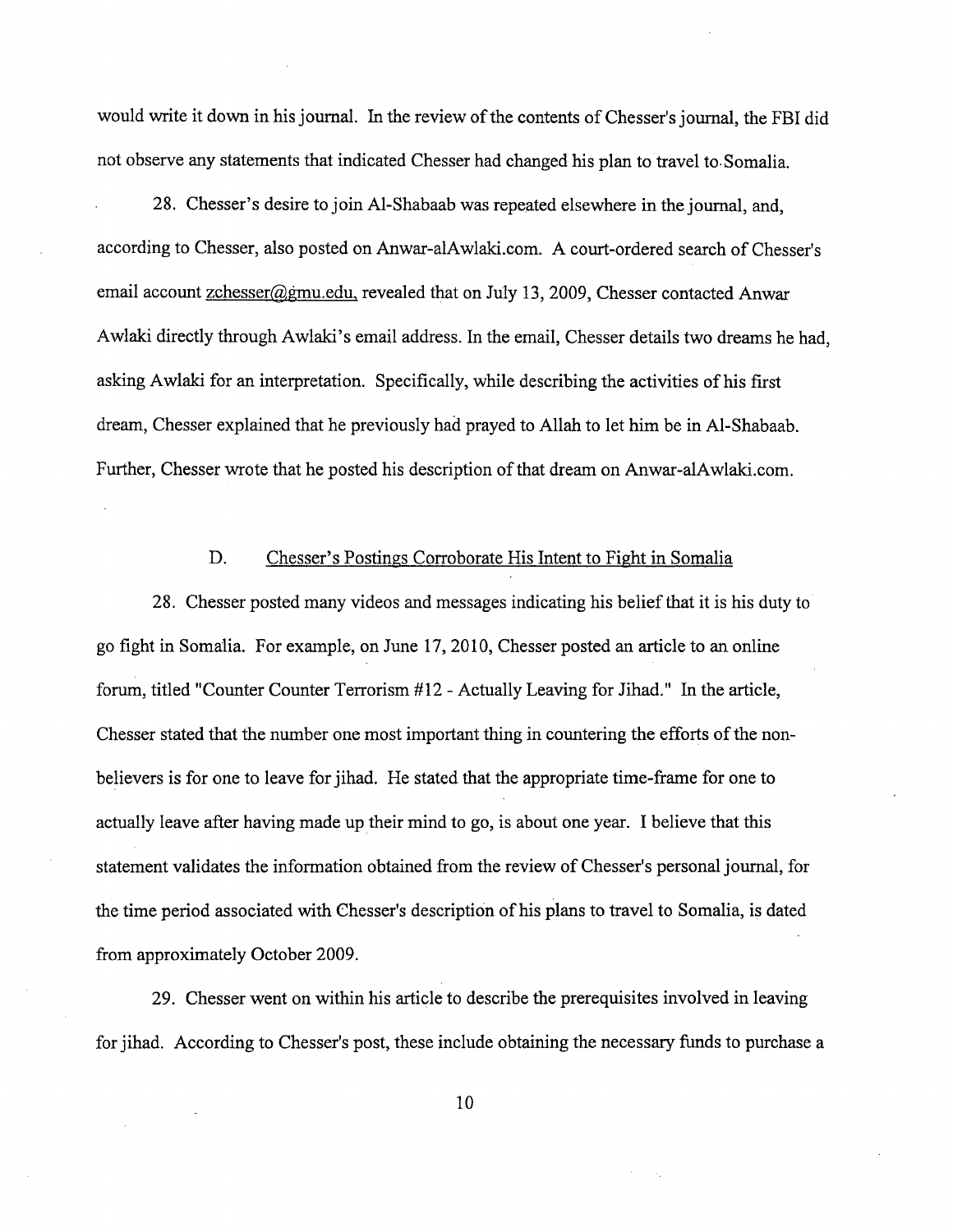would write it down in his journal. In the review of the contents of Chesser's journal, the FBI did not observe any statements that indicated Chesser had changed his plan to travel to Somalia.

28. Chesser's desire to join Al-Shabaab was repeated elsewhere in the journal, and, according to Chesser, also posted on Anwar-alAwlaki.com. A court-ordered search of Chesser's email account zchesser@gmu.edu, revealed that on July 13, 2009, Chesser contacted Anwar Awlaki directly through Awlaki's email address. In the email, Chesser details two dreams he had, asking Awlaki for an interpretation. Specifically, while describing the activities of his first dream, Chesser explained that he previously had prayed to Allah to let him be in Al-Shabaab. Further, Chesser wrote that he posted his description of that dream on Anwar-alAwlaki.com.

### D. Chesser's Postings Corroborate His Intent to Fight in Somalia

28. Chesser posted many videos and messages indicating his belief that it is his duty to go fight in Somalia. For example, on June 17, 2010, Chesser posted an article to an online forum, titled "Counter Counter Terrorism #12 - Actually Leaving for Jihad." In the article, Chesser stated that the number one most important thing in countering the efforts of the non-believers is for one to leave for jihad. He stated that the appropriate time-frame for one to actually leave after having made up their mind to go, is about one year. I believe that this statement validates the information obtained from the review of Chesser's personal journal, for the time period associated with Chesser's description of his plans to travel to Somalia, is dated from approximately October 2009.

29. Chesser went on within his article to describe the prerequisites involved in leaving for jihad. According to Chesser's post, these include obtaining the necessary funds to purchase a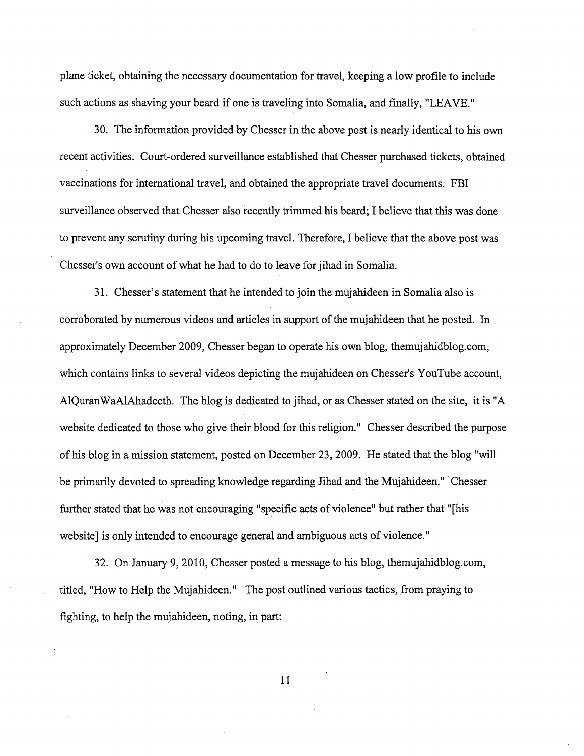plane ticket, obtaining the necessary documentation for travel, keeping a low profile to include such actions as shaving your beard if one is traveling into Somalia, and finally, "LEAVE."

30. The information provided by Chesser in the above post is nearly identical to his own recent activities. Court-ordered surveillance established that Chesser purchased tickets, obtained vaccinations for international travel, and obtained the appropriate travel documents. FBI surveillance observed that Chesser also recently trimmed his beard; I believe that this was done to prevent any scrutiny during his upcoming travel. Therefore, I believe that the above post was Chesser's own account of what he had to do to leave for jihad in Somalia.

31. Chesser's statement that he intended to join the mujahideen in Somalia also is corroborated by numerous videos and articles in support of the mujahideen that he posted. In approximately December 2009, Chesser began to operate his own blog, themujahidblog.com, which contains links to several videos depicting the mujahideen on Chesser's YouTube account, AlQuranWaAlAhadeeth. The blog is dedicated to jihad, or as Chesser stated on the site, it is "A website dedicated to those who give their blood for this religion." Chesser described the purpose of his blog in a mission statement, posted on December 23, 2009. He stated that the blog "will be primarily devoted to spreading knowledge regarding Jihad and the Mujahideen." Chesser further stated that he was not encouraging "specific acts of violence" but rather that "[his website] is only intended to encourage general and ambiguous acts of violence."

32. On January 9, 2010, Chesser posted a message to his blog, themujahidblog.com, titled, "How to Help the Mujahideen." The post outlined various tactics, from praying to fighting, to help the mujahideen, noting, in part: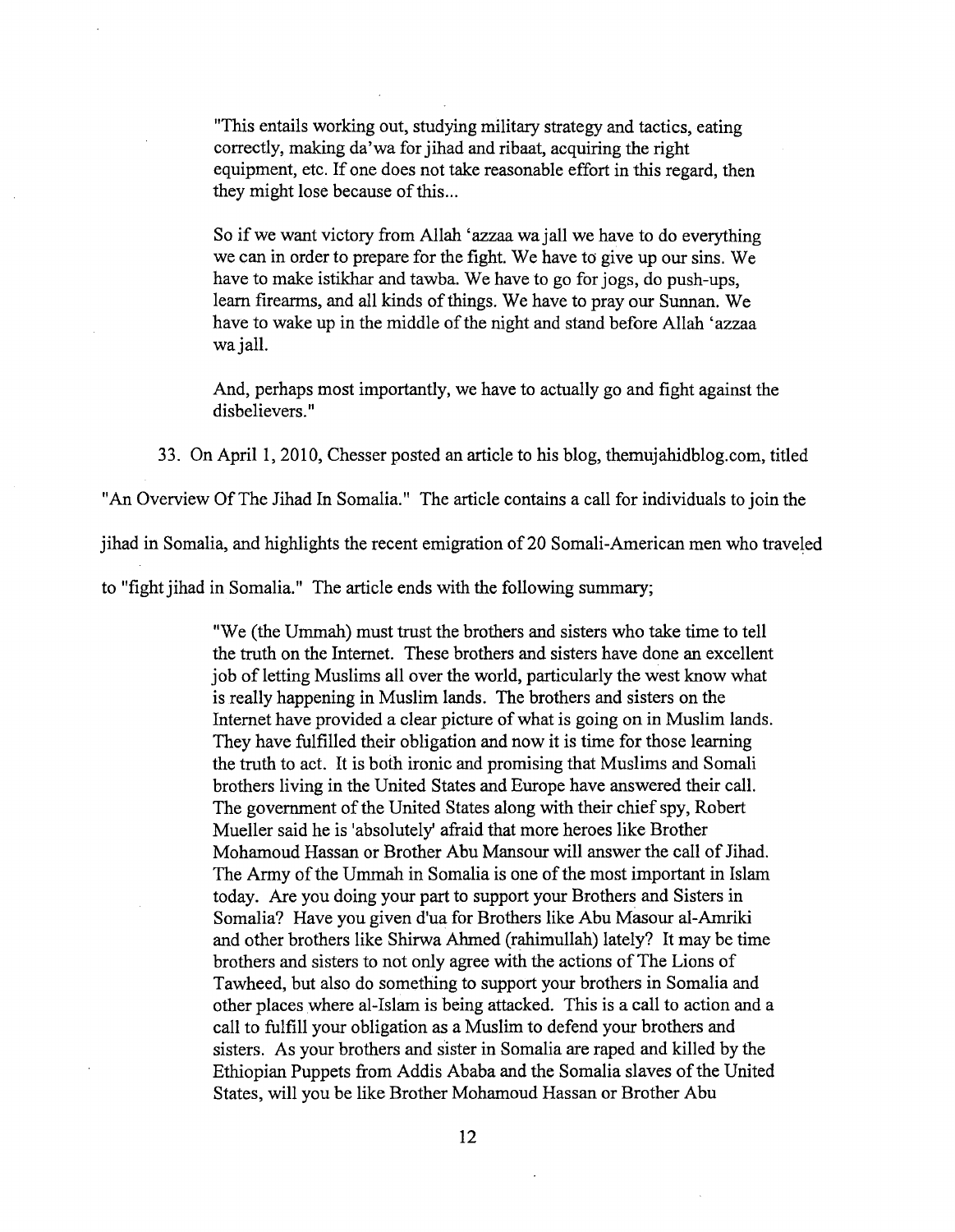> "This entails working out, studying military strategy and tactics, eating correctly, making da'wa for jihad and ribaat, acquiring the right equipment, etc. If one does not take reasonable effort in this regard, then they might lose because of this...
>
> So if we want victory from Allah 'azzaa wa jall we have to do everything we can in order to prepare for the fight. We have to give up our sins. We have to make istikhar and tawba. We have to go for jogs, do push-ups, learn firearms, and all kinds of things. We have to pray our Sunnan. We have to wake up in the middle of the night and stand before Allah 'azzaa wa jall.
>
> And, perhaps most importantly, we have to actually go and fight against the disbelievers."

33. On April 1, 2010, Chesser posted an article to his blog, themujahidblog.com, titled "An Overview Of The Jihad In Somalia." The article contains a call for individuals to join the jihad in Somalia, and highlights the recent emigration of 20 Somali-American men who traveled to "fight jihad in Somalia." The article ends with the following summary;

> "We (the Ummah) must trust the brothers and sisters who take time to tell the truth on the Internet. These brothers and sisters have done an excellent job of letting Muslims all over the world, particularly the west know what is really happening in Muslim lands. The brothers and sisters on the Internet have provided a clear picture of what is going on in Muslim lands. They have fulfilled their obligation and now it is time for those learning the truth to act. It is both ironic and promising that Muslims and Somali brothers living in the United States and Europe have answered their call. The government of the United States along with their chief spy, Robert Mueller said he is 'absolutely' afraid that more heroes like Brother Mohamoud Hassan or Brother Abu Mansour will answer the call of Jihad. The Army of the Ummah in Somalia is one of the most important in Islam today. Are you doing your part to support your Brothers and Sisters in Somalia? Have you given d'ua for Brothers like Abu Masour al-Amriki and other brothers like Shirwa Ahmed (rahimullah) lately? It may be time brothers and sisters to not only agree with the actions of The Lions of Tawheed, but also do something to support your brothers in Somalia and other places where al-Islam is being attacked. This is a call to action and a call to fulfill your obligation as a Muslim to defend your brothers and sisters. As your brothers and sister in Somalia are raped and killed by the Ethiopian Puppets from Addis Ababa and the Somalia slaves of the United States, will you be like Brother Mohamoud Hassan or Brother Abu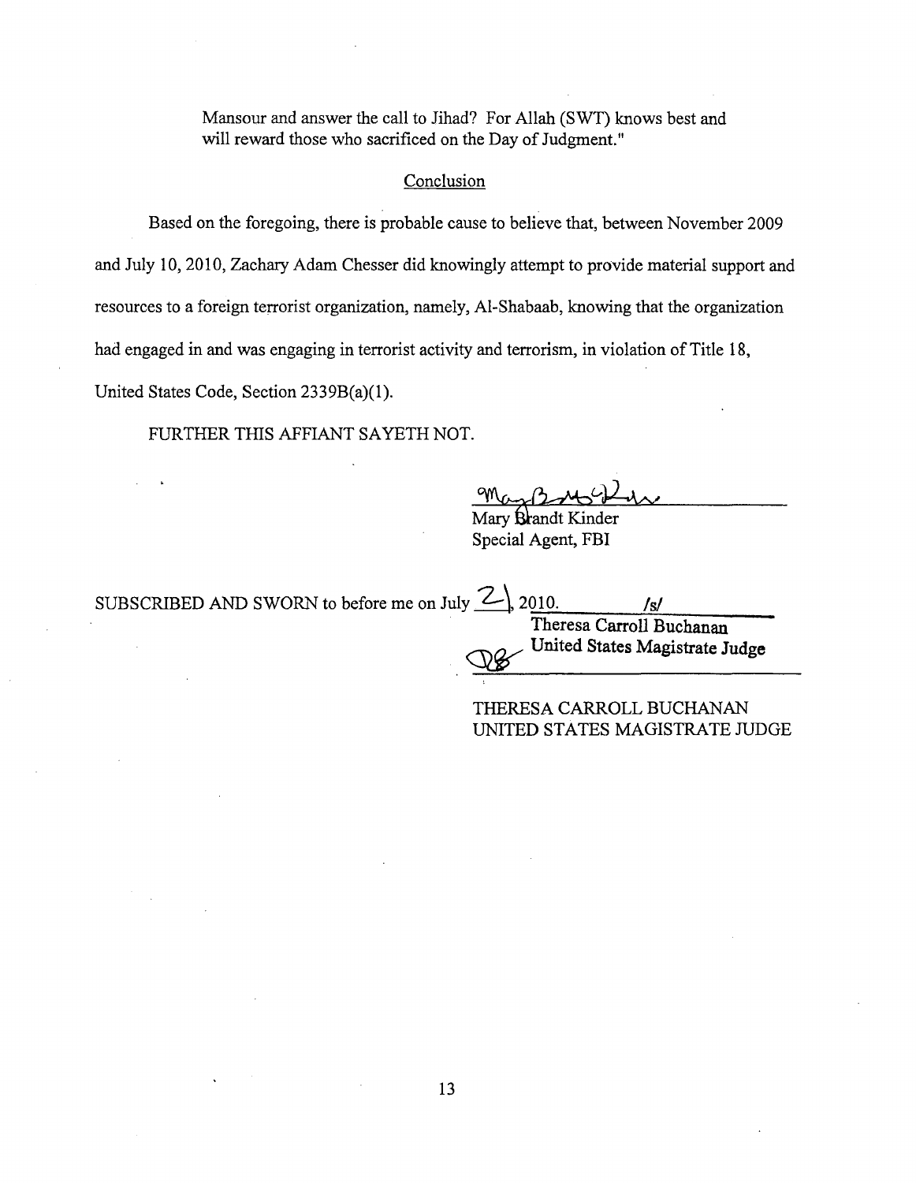Mansour and answer the call to Jihad? For Allah (SWT) knows best and will reward those who sacrificed on the Day of Judgment."

## Conclusion

Based on the foregoing, there is probable cause to believe that, between November 2009 and July 10, 2010, Zachary Adam Chesser did knowingly attempt to provide material support and resources to a foreign terrorist organization, namely, Al-Shabaab, knowing that the organization had engaged in and was engaging in terrorist activity and terrorism, in violation of Title 18, United States Code, Section 2339B(a)(1).

FURTHER THIS AFFIANT SAYETH NOT.

Mary Brandt Kinder
Special Agent, FBI

SUBSCRIBED AND SWORN to before me on July 21, 2010. /s/
Theresa Carroll Buchanan
United States Magistrate Judge

THERESA CARROLL BUCHANAN
UNITED STATES MAGISTRATE JUDGE